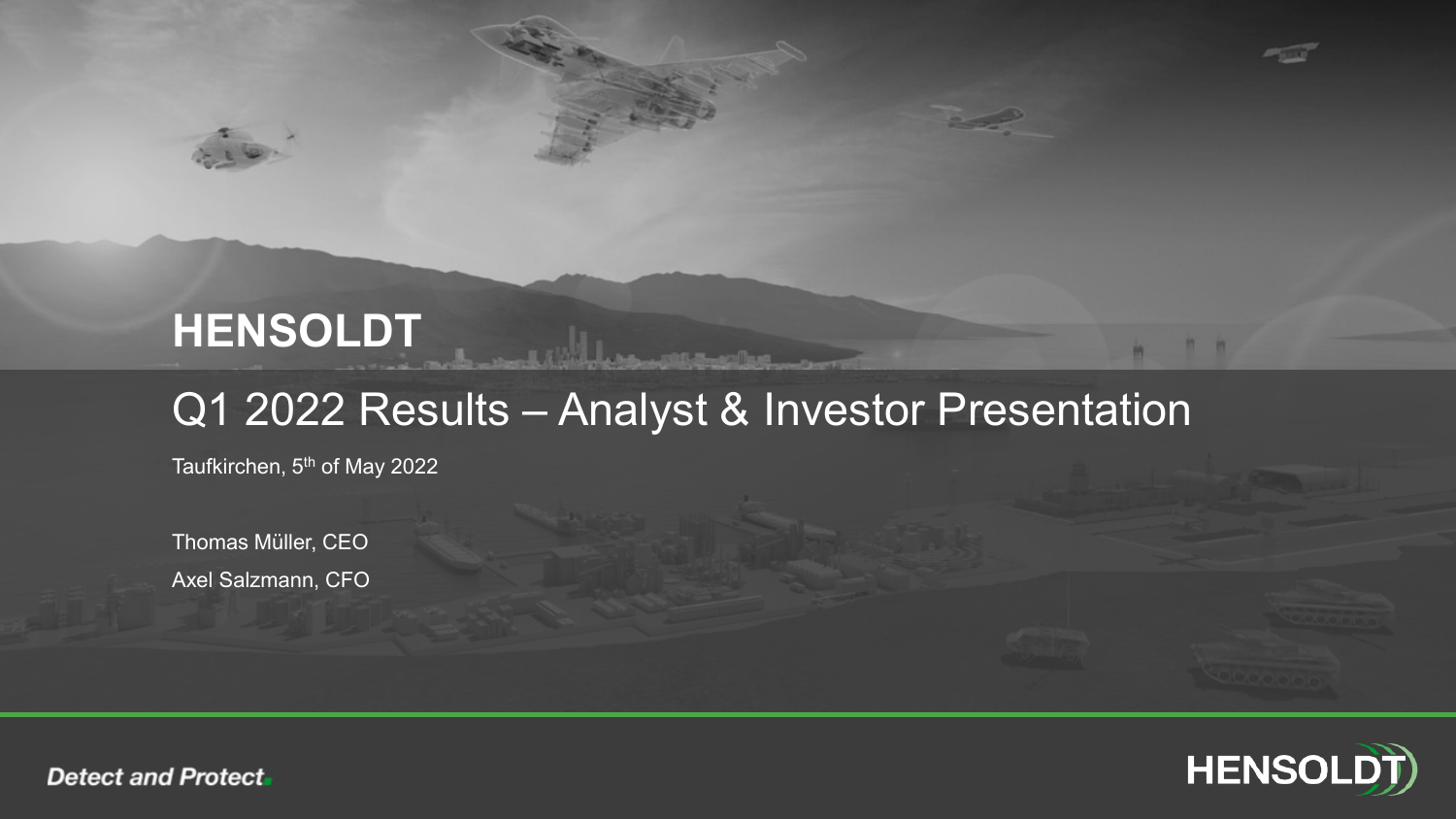# HENSOLDT

## Q1 2022 Results – Analyst & Investor Presentation

Taufkirchen, 5th of May 2022

Thomas Müller, CEO

Axel Salzmann, CFO

*Detect and Protect.*

HENSOLDT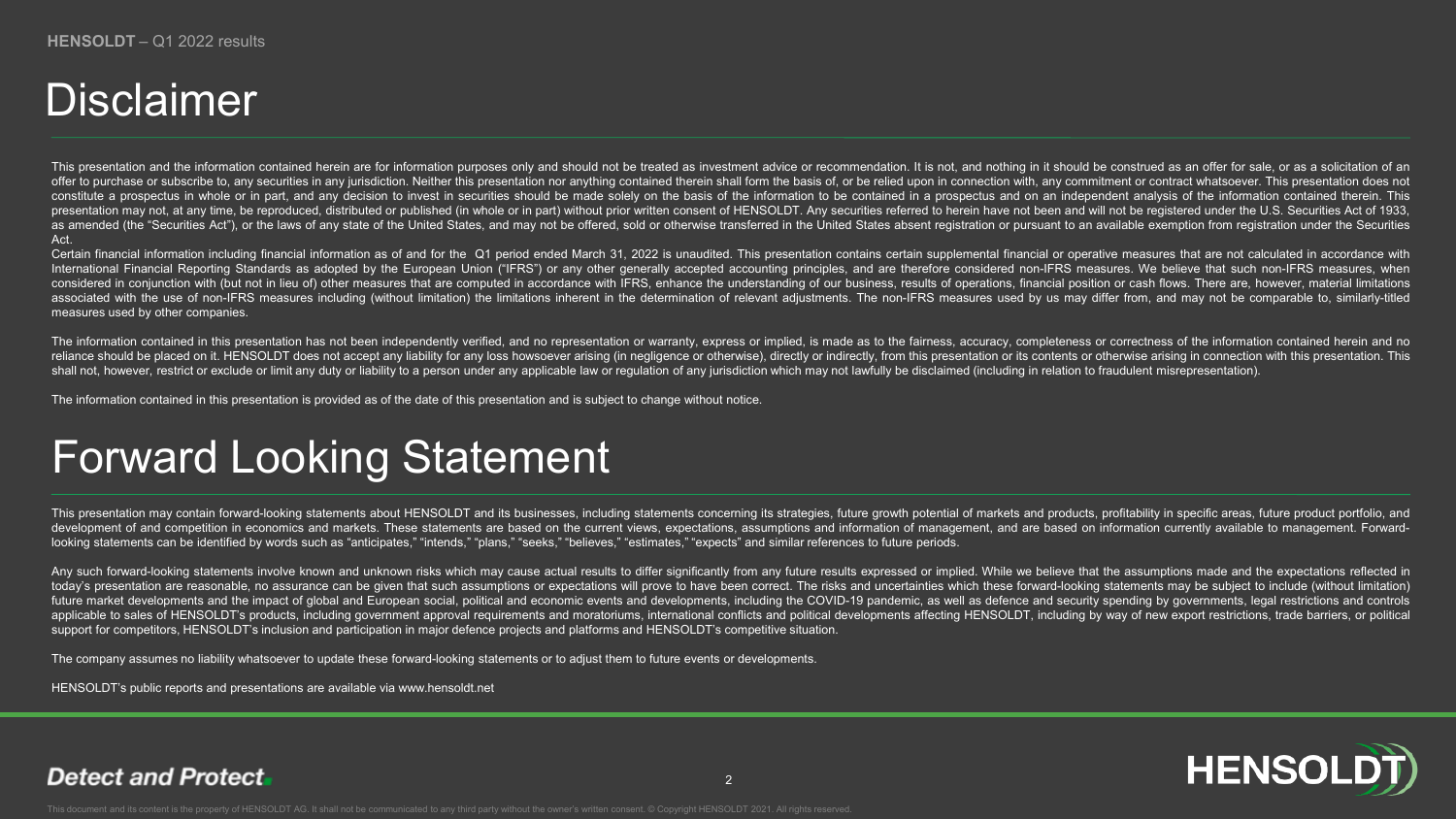# Disclaimer

This presentation and the information contained herein are for information purposes only and should not be treated as investment advice or recommendation. It is not, and nothing in it should be construed as an offer for sale, or as a solicitation of an offer to purchase or subscribe to, any securities in any jurisdiction. Neither this presentation nor anything contained therein shall form the basis of, or be relied upon in connection with, any commitment or contract whatsoever. This presentation does not constitute a prospectus in whole or in part, and any decision to invest in securities should be made solely on the basis of the information to be contained in a prospectus and on an independent analysis of the information contained therein. This presentation may not, at any time, be reproduced, distributed or published (in whole or in part) without prior written consent of HENSOLDT. Any securities referred to herein have not been and will not be registered under the U.S. Securities Act of 1933, as amended (the "Securities Act"), or the laws of any state of the United States, and may not be offered, sold or otherwise transferred in the United States absent registration or pursuant to an available exemption from registration under the Securities Act.

Certain financial information including financial information as of and for the Q1 period ended March 31, 2022 is unaudited. This presentation contains certain supplemental financial or operative measures that are not calculated in accordance with International Financial Reporting Standards as adopted by the European Union ("IFRS") or any other generally accepted accounting principles, and are therefore considered non-IFRS measures. We believe that such non-IFRS measures, when considered in conjunction with (but not in lieu of) other measures that are computed in accordance with IFRS, enhance the understanding of our business, results of operations, financial position or cash flows. There are, however, material limitations associated with the use of non-IFRS measures including (without limitation) the limitations inherent in the determination of relevant adjustments. The non-IFRS measures used by us may differ from, and may not be comparable to, similarly-titled measures used by other companies.

The information contained in this presentation has not been independently verified, and no representation or warranty, express or implied, is made as to the fairness, accuracy, completeness or correctness of the information contained herein and no reliance should be placed on it. HENSOLDT does not accept any liability for any loss howsoever arising (in negligence or otherwise), directly or indirectly, from this presentation or its contents or otherwise arising in connection with this presentation. This shall not, however, restrict or exclude or limit any duty or liability to a person under any applicable law or regulation of any jurisdiction which may not lawfully be disclaimed (including in relation to fraudulent misrepresentation).

The information contained in this presentation is provided as of the date of this presentation and is subject to change without notice.

# Forward Looking Statement

This presentation may contain forward-looking statements about HENSOLDT and its businesses, including statements concerning its strategies, future growth potential of markets and products, profitability in specific areas, future product portfolio, and development of and competition in economics and markets. These statements are based on the current views, expectations, assumptions and information of management, and are based on information currently available to management. Forward-looking statements can be identified by words such as "anticipates," "intends," "plans," "seeks," "believes," "estimates," "expects" and similar references to future periods.

Any such forward-looking statements involve known and unknown risks which may cause actual results to differ significantly from any future results expressed or implied. While we believe that the assumptions made and the expectations reflected in today's presentation are reasonable, no assurance can be given that such assumptions or expectations will prove to have been correct. The risks and uncertainties which these forward-looking statements may be subject to include (without limitation) future market developments and the impact of global and European social, political and economic events and developments, including the COVID-19 pandemic, as well as defence and security spending by governments, legal restrictions and controls applicable to sales of HENSOLDT's products, including government approval requirements and moratoriums, international conflicts and political developments affecting HENSOLDT, including by way of new export restrictions, trade barriers, or political support for competitors, HENSOLDT's inclusion and participation in major defence projects and platforms and HENSOLDT's competitive situation.

The company assumes no liability whatsoever to update these forward-looking statements or to adjust them to future events or developments.

HENSOLDT's public reports and presentations are available via www.hensoldt.net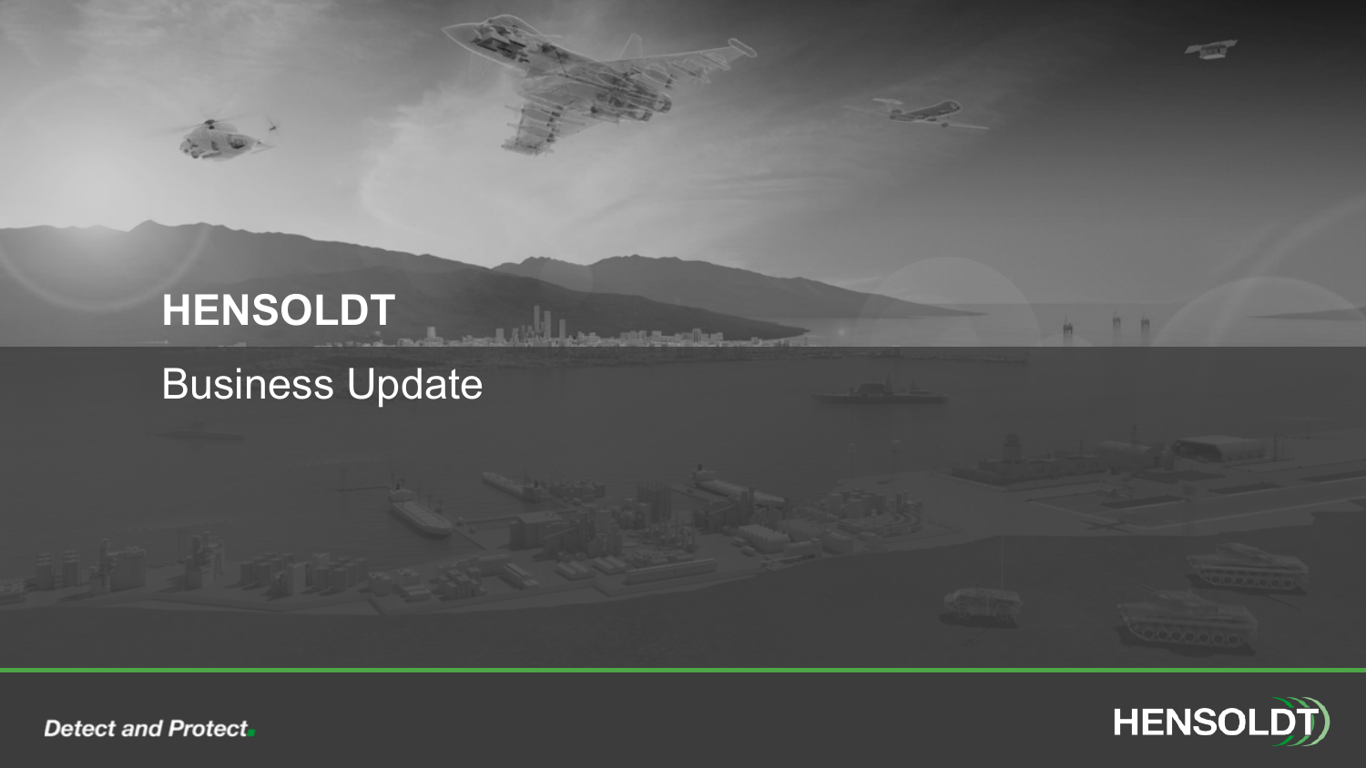# HENSOLDT

## Business Update

*Detect and Protect.*

HENSOLDT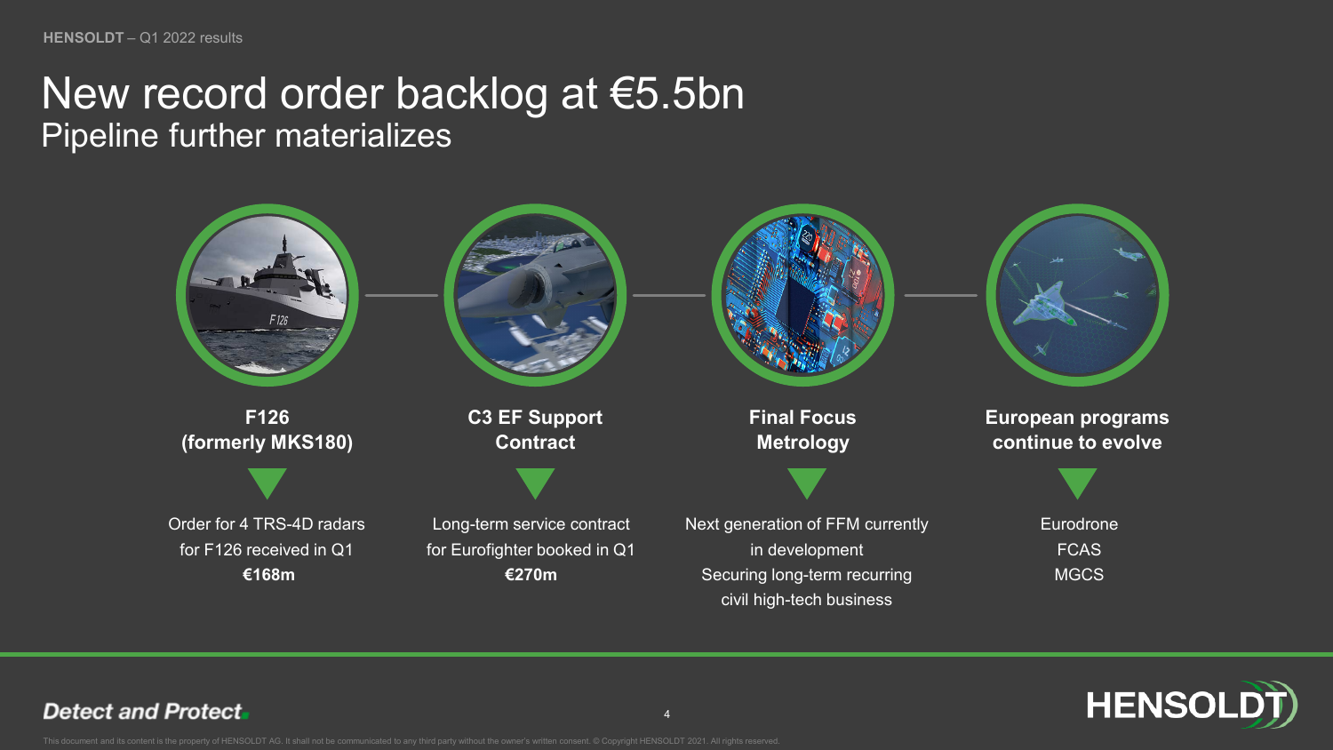# New record order backlog at €5.5bn

## Pipeline further materializes

### F126 (formerly MKS180)

Order for 4 TRS-4D radars for F126 received in Q1

**€168m**

### C3 EF Support Contract

Long-term service contract for Eurofighter booked in Q1

**€270m**

### Final Focus Metrology

Next generation of FFM currently in development

Securing long-term recurring civil high-tech business

### European programs continue to evolve

Eurodrone

FCAS

MGCS

*Detect and Protect.*

This document and its content is the property of HENSOLDT AG. It shall not be communicated to any third party without the owner's written consent. © Copyright HENSOLDT 2021. All rights reserved.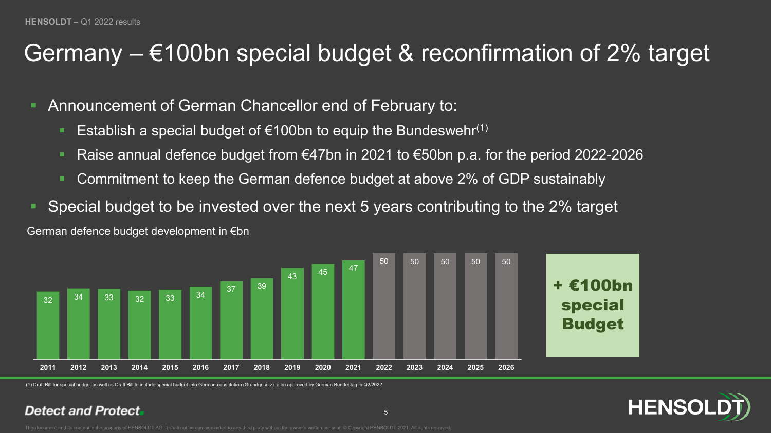# Germany – €100bn special budget & reconfirmation of 2% target

- Announcement of German Chancellor end of February to:
  - Establish a special budget of €100bn to equip the Bundeswehr(1)
  - Raise annual defence budget from €47bn in 2021 to €50bn p.a. for the period 2022-2026
  - Commitment to keep the German defence budget at above 2% of GDP sustainably
- Special budget to be invested over the next 5 years contributing to the 2% target

German defence budget development in €bn

32 34 33 32 33 34 37 39 43 45 47 50 50 50 50 50

2011 2012 2013 2014 2015 2016 2017 2018 2019 2020 2021 2022 2023 2024 2025 2026

**+ €100bn special Budget**

(1) Draft Bill for special budget as well as Draft Bill to include special budget into German constitution (Grundgesetz) to be approved by German Bundestag in Q2/2022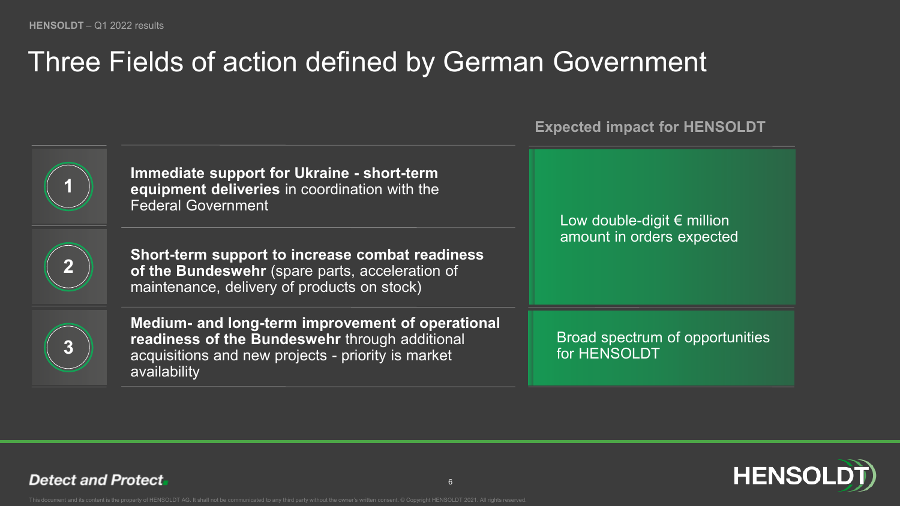# Three Fields of action defined by German Government

| | | Expected impact for HENSOLDT |
| --- | --- | --- |
| 1 | **Immediate support for Ukraine - short-term equipment deliveries** in coordination with the Federal Government | Low double-digit € million amount in orders expected |
| 2 | **Short-term support to increase combat readiness of the Bundeswehr** (spare parts, acceleration of maintenance, delivery of products on stock) | |
| 3 | **Medium- and long-term improvement of operational readiness of the Bundeswehr** through additional acquisitions and new projects - priority is market availability | Broad spectrum of opportunities for HENSOLDT |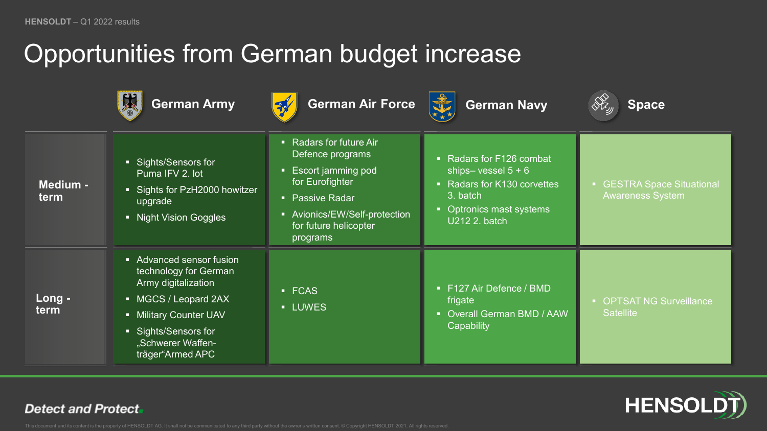# Opportunities from German budget increase

| | German Army | German Air Force | German Navy | Space |
|---|---|---|---|---|
| **Medium - term** | ▪ Sights/Sensors for Puma IFV 2. lot<br>▪ Sights for PzH2000 howitzer upgrade<br>▪ Night Vision Goggles | ▪ Radars for future Air Defence programs<br>▪ Escort jamming pod for Eurofighter<br>▪ Passive Radar<br>▪ Avionics/EW/Self-protection for future helicopter programs | ▪ Radars for F126 combat ships– vessel 5 + 6<br>▪ Radars for K130 corvettes 3. batch<br>▪ Optronics mast systems U212 2. batch | ▪ GESTRA Space Situational Awareness System |
| **Long - term** | ▪ Advanced sensor fusion technology for German Army digitalization<br>▪ MGCS / Leopard 2AX<br>▪ Military Counter UAV<br>▪ Sights/Sensors for „Schwerer Waffen-träger"Armed APC | ▪ FCAS<br>▪ LUWES | ▪ F127 Air Defence / BMD frigate<br>▪ Overall German BMD / AAW Capability | ▪ OPTSAT NG Surveillance Satellite |

*Detect and Protect.*

This document and its content is the property of HENSOLDT AG. It shall not be communicated to any third party without the owner's written consent. © Copyright HENSOLDT 2021. All rights reserved.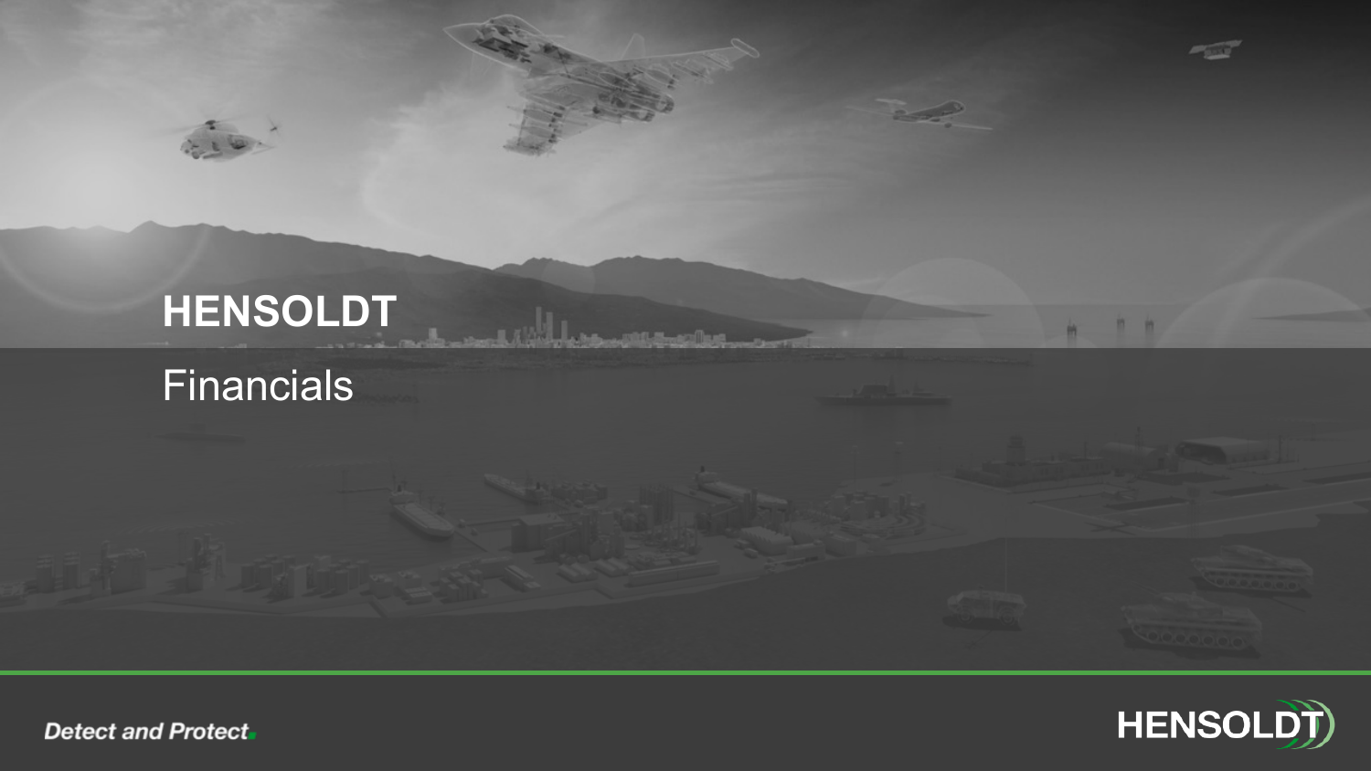# HENSOLDT

## Financials

*Detect and Protect.*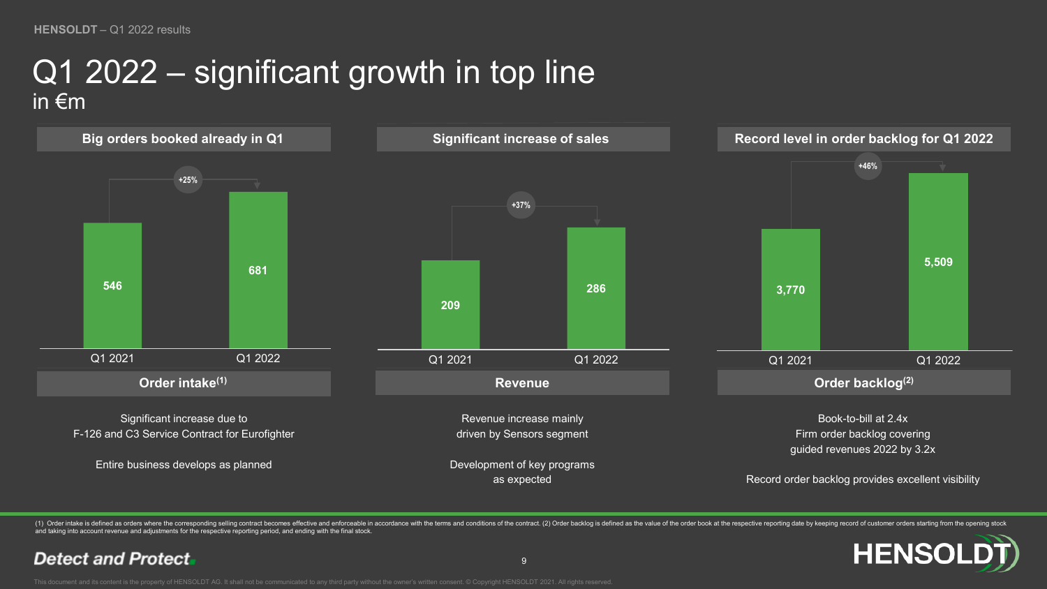# Q1 2022 – significant growth in top line

in €m

## Big orders booked already in Q1

+25%

546

681

Q1 2021

Q1 2022

**Order intake[1]**

Significant increase due to F-126 and C3 Service Contract for Eurofighter

Entire business develops as planned

## Significant increase of sales

+37%

209

286

Q1 2021

Q1 2022

**Revenue**

Revenue increase mainly driven by Sensors segment

Development of key programs as expected

## Record level in order backlog for Q1 2022

+46%

3,770

5,509

Q1 2021

Q1 2022

**Order backlog[2]**

Book-to-bill at 2.4x

Firm order backlog covering guided revenues 2022 by 3.2x

Record order backlog provides excellent visibility

(1) Order intake is defined as orders where the corresponding selling contract becomes effective and enforceable in accordance with the terms and conditions of the contract. (2) Order backlog is defined as the value of the order book at the respective reporting date by keeping record of customer orders starting from the opening stock and taking into account revenue and adjustments for the respective reporting period, and ending with the final stock.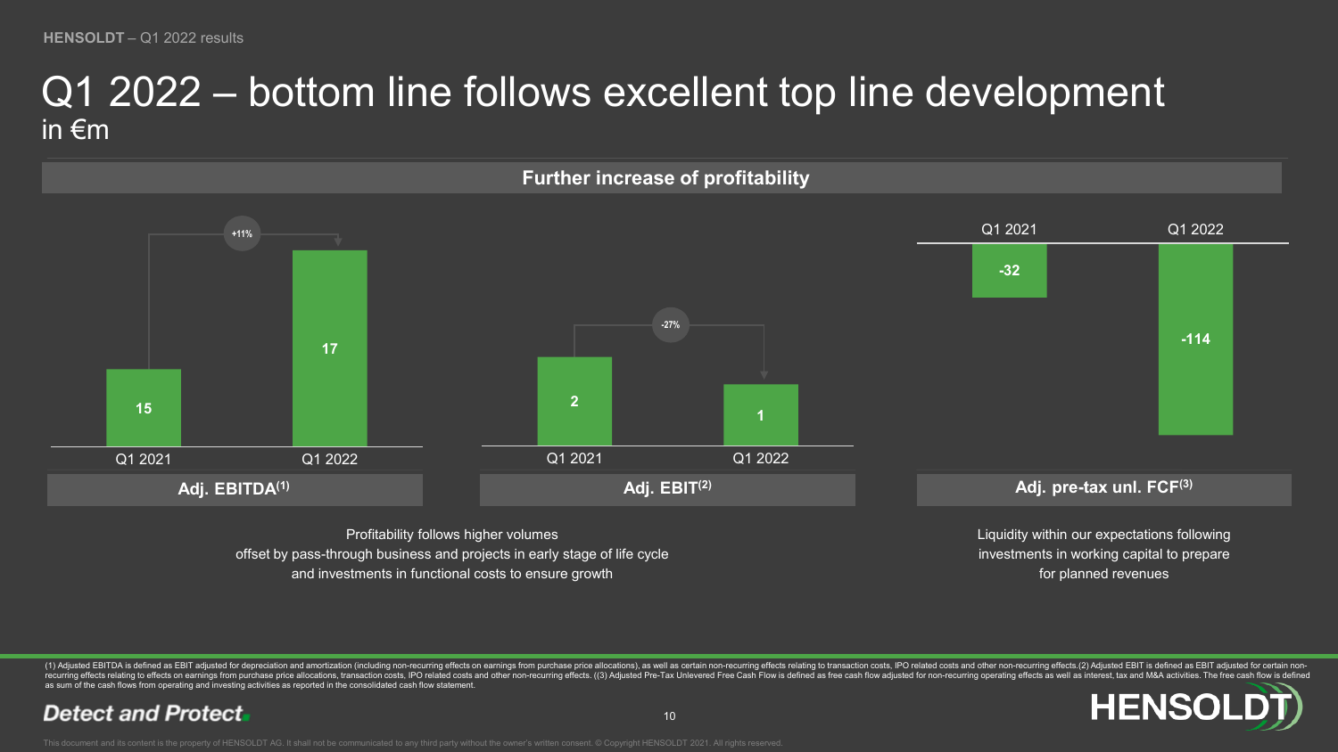# Q1 2022 – bottom line follows excellent top line development
in €m

## Further increase of profitability

| | Q1 2021 | Q1 2022 | Change |
|---|---|---|---|
| Adj. EBITDA(1) | 15 | 17 | +11% |
| Adj. EBIT(2) | 2 | 1 | -27% |
| Adj. pre-tax unl. FCF(3) | -32 | -114 | |

Profitability follows higher volumes
offset by pass-through business and projects in early stage of life cycle
and investments in functional costs to ensure growth

Liquidity within our expectations following
investments in working capital to prepare
for planned revenues

(1) Adjusted EBITDA is defined as EBIT adjusted for depreciation and amortization (including non-recurring effects on earnings from purchase price allocations), as well as certain non-recurring effects relating to transaction costs, IPO related costs and other non-recurring effects.(2) Adjusted EBIT is defined as EBIT adjusted for certain non-recurring effects relating to effects on earnings from purchase price allocations, transaction costs, IPO related costs and other non-recurring effects. ((3) Adjusted Pre-Tax Unlevered Free Cash Flow is defined as free cash flow adjusted for non-recurring operating effects as well as interest, tax and M&A activities. The free cash flow is defined as sum of the cash flows from operating and investing activities as reported in the consolidated cash flow statement.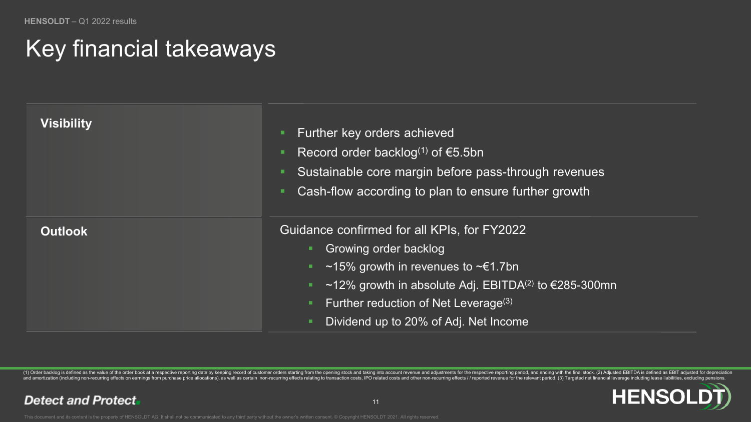# Key financial takeaways

| | |
|---|---|
| **Visibility** | ▪ Further key orders achieved<br>▪ Record order backlog[1] of €5.5bn<br>▪ Sustainable core margin before pass-through revenues<br>▪ Cash-flow according to plan to ensure further growth |
| **Outlook** | Guidance confirmed for all KPIs, for FY2022<br>▪ Growing order backlog<br>▪ ~15% growth in revenues to ~€1.7bn<br>▪ ~12% growth in absolute Adj. EBITDA[2] to €285-300mn<br>▪ Further reduction of Net Leverage[3]<br>▪ Dividend up to 20% of Adj. Net Income |

(1) Order backlog is defined as the value of the order book at a respective reporting date by keeping record of customer orders starting from the opening stock and taking into account revenue and adjustments for the respective reporting period, and ending with the final stock. (2) Adjusted EBITDA is defined as EBIT adjusted for depreciation and amortization (including non-recurring effects on earnings from purchase price allocations), as well as certain non-recurring effects relating to transaction costs, IPO related costs and other non-recurring effects / / reported revenue for the relevant period. (3) Targeted net financial leverage including lease liabilities, excluding pensions.

*Detect and Protect.*

This document and its content is the property of HENSOLDT AG. It shall not be communicated to any third party without the owner's written consent. © Copyright HENSOLDT 2021. All rights reserved.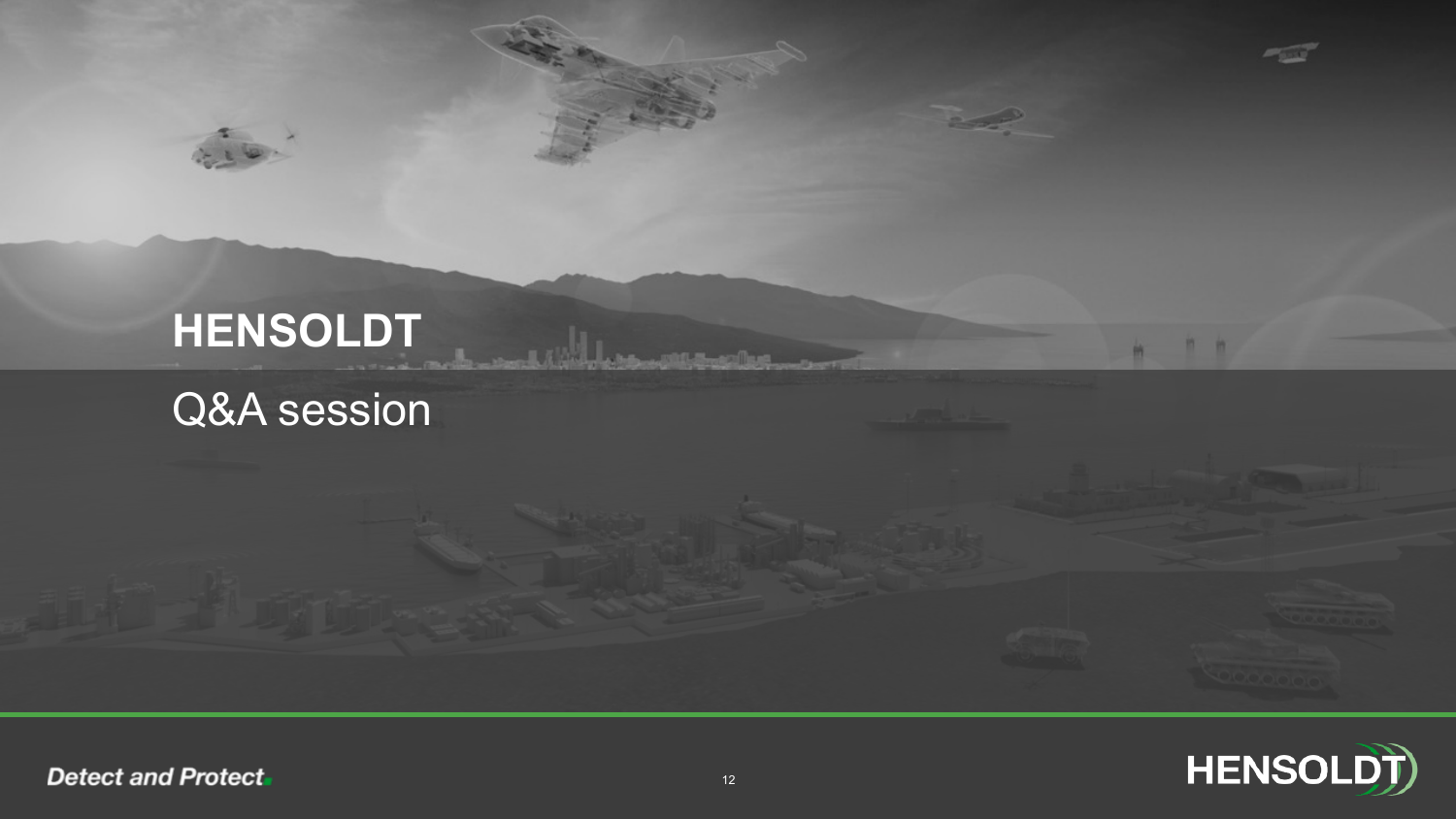# HENSOLDT

## Q&A session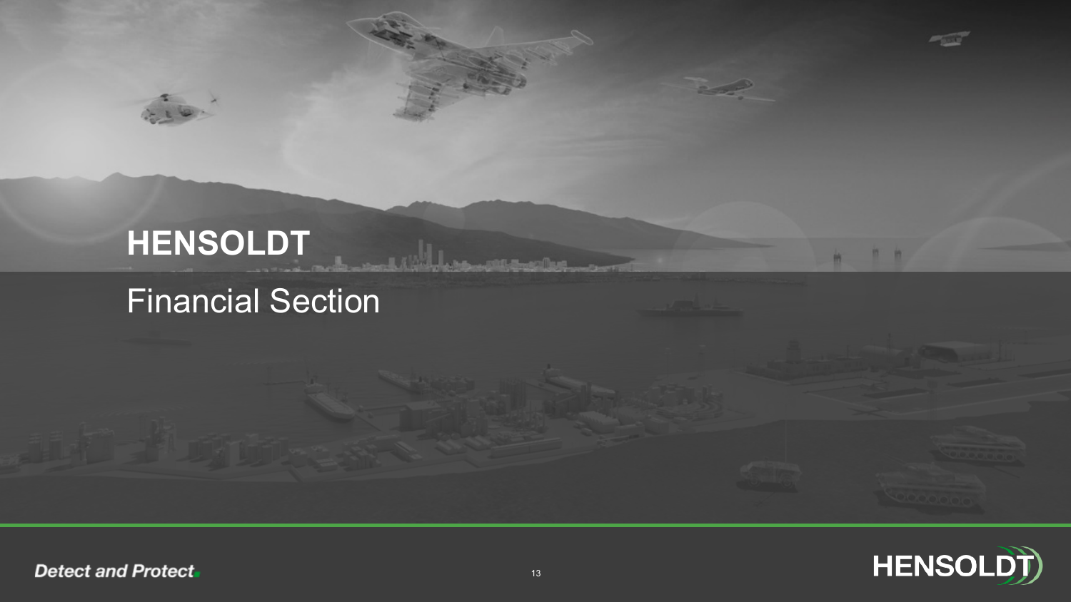# HENSOLDT

## Financial Section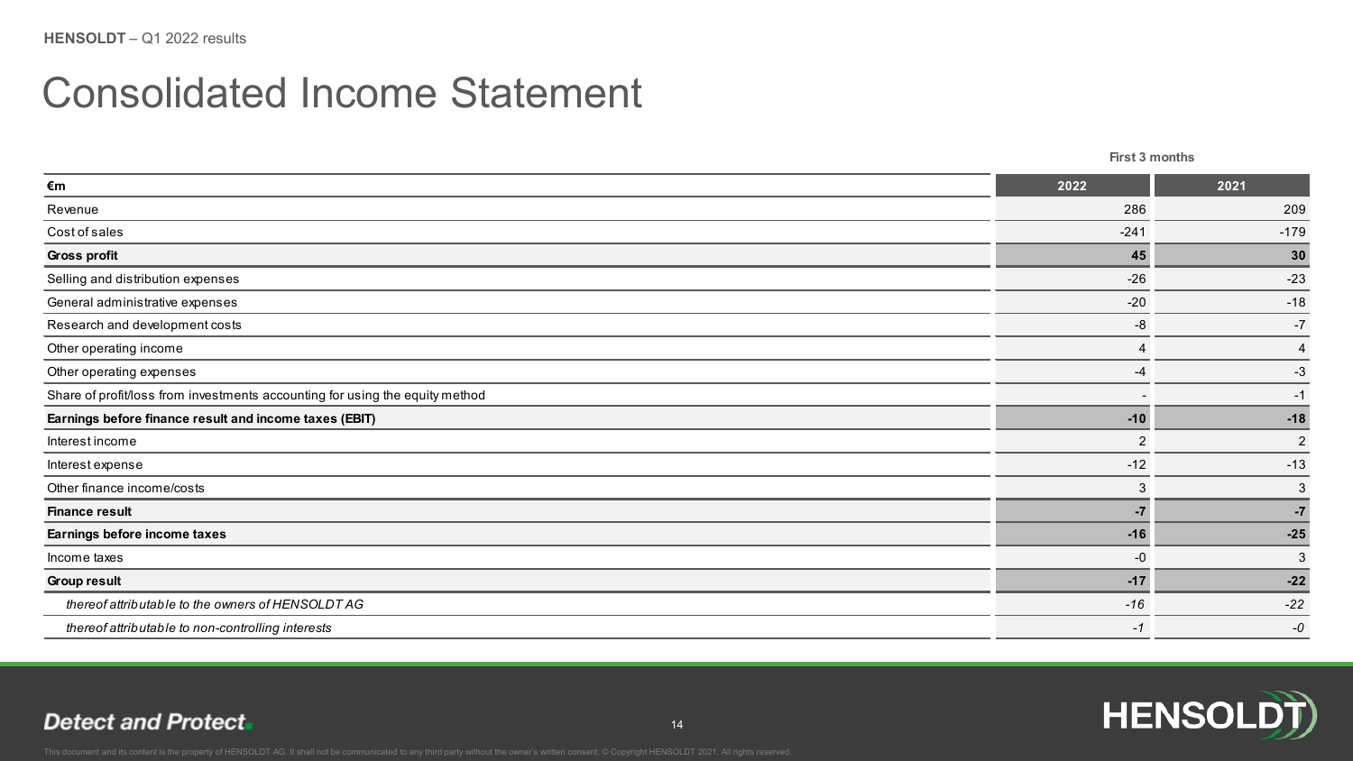# Consolidated Income Statement

| €m | First 3 months 2022 | First 3 months 2021 |
|---|---|---|
| Revenue | 286 | 209 |
| Cost of sales | -241 | -179 |
| **Gross profit** | **45** | **30** |
| Selling and distribution expenses | -26 | -23 |
| General administrative expenses | -20 | -18 |
| Research and development costs | -8 | -7 |
| Other operating income | 4 | 4 |
| Other operating expenses | -4 | -3 |
| Share of profit/loss from investments accounting for using the equity method | - | -1 |
| **Earnings before finance result and income taxes (EBIT)** | **-10** | **-18** |
| Interest income | 2 | 2 |
| Interest expense | -12 | -13 |
| Other finance income/costs | 3 | 3 |
| **Finance result** | **-7** | **-7** |
| **Earnings before income taxes** | **-16** | **-25** |
| Income taxes | -0 | 3 |
| **Group result** | **-17** | **-22** |
| *thereof attributable to the owners of HENSOLDT AG* | *-16* | *-22* |
| *thereof attributable to non-controlling interests* | *-1* | *-0* |

Detect and Protect.

This document and its content is the property of HENSOLDT AG. It shall not be communicated to any third party without the owner's written consent. © Copyright HENSOLDT 2021. All rights reserved.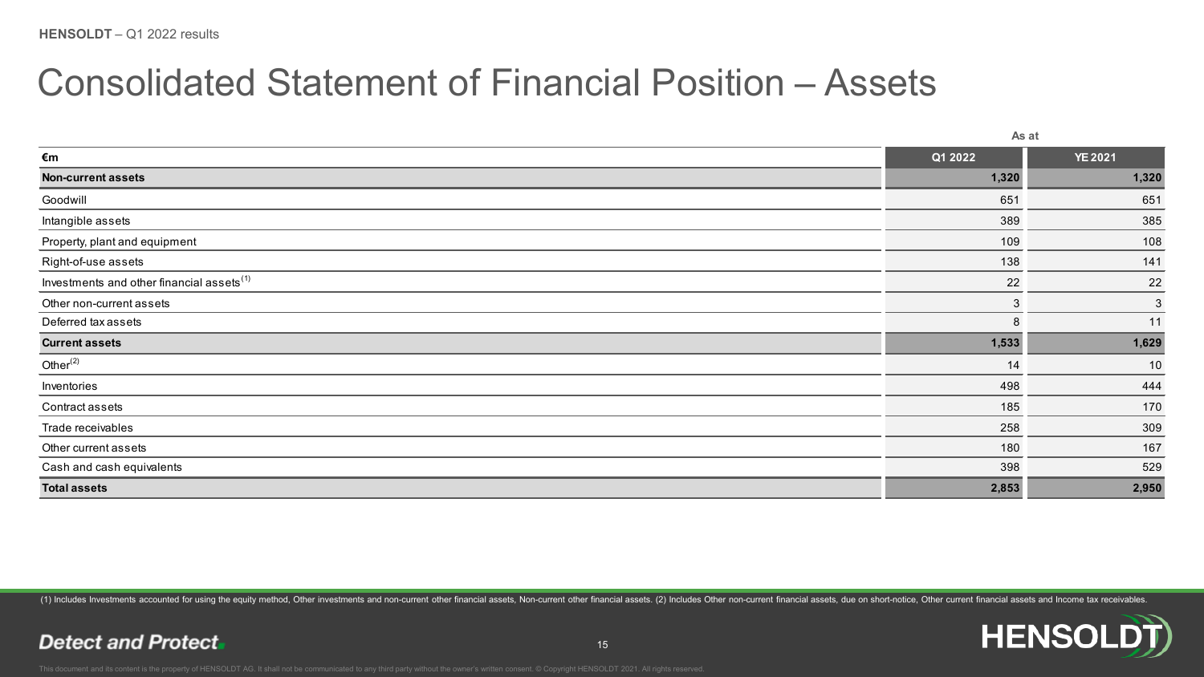# Consolidated Statement of Financial Position – Assets

| €m | Q1 2022 | YE 2021 |
|---|---|---|
| | **As at** | |
| **Non-current assets** | **1,320** | **1,320** |
| Goodwill | 651 | 651 |
| Intangible assets | 389 | 385 |
| Property, plant and equipment | 109 | 108 |
| Right-of-use assets | 138 | 141 |
| Investments and other financial assets[1] | 22 | 22 |
| Other non-current assets | 3 | 3 |
| Deferred tax assets | 8 | 11 |
| **Current assets** | **1,533** | **1,629** |
| Other[2] | 14 | 10 |
| Inventories | 498 | 444 |
| Contract assets | 185 | 170 |
| Trade receivables | 258 | 309 |
| Other current assets | 180 | 167 |
| Cash and cash equivalents | 398 | 529 |
| **Total assets** | **2,853** | **2,950** |

(1) Includes Investments accounted for using the equity method, Other investments and non-current other financial assets, Non-current other financial assets. (2) Includes Other non-current financial assets, due on short-notice, Other current financial assets and Income tax receivables.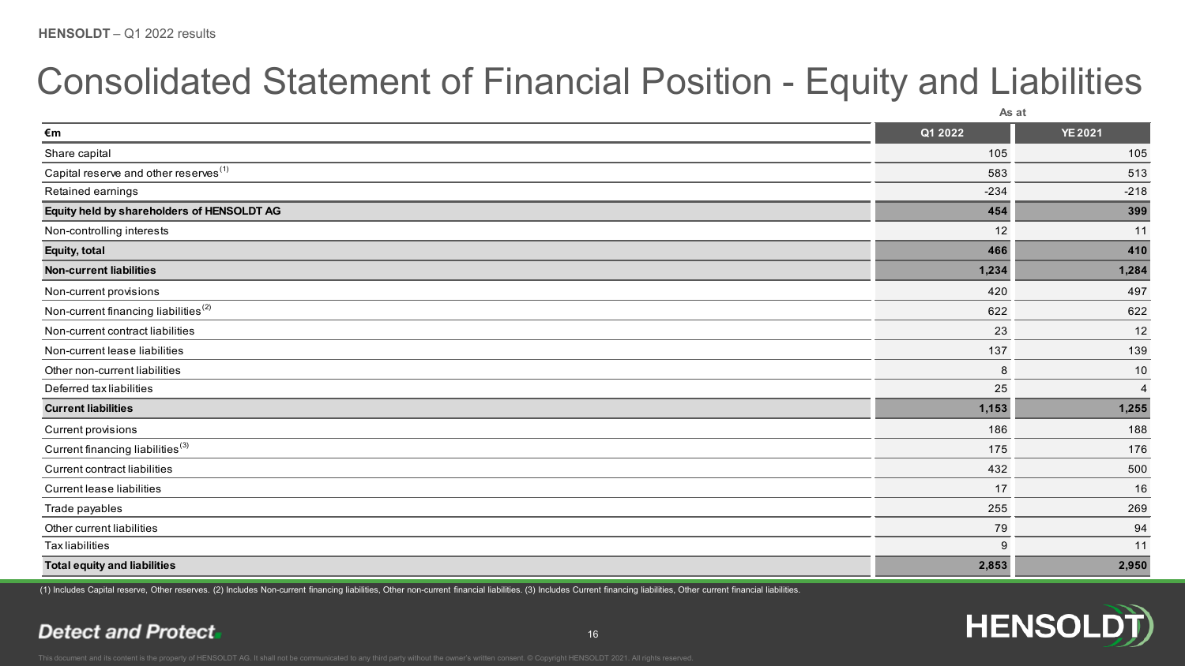# Consolidated Statement of Financial Position - Equity and Liabilities

| €m | Q1 2022 | YE 2021 |
|---|---|---|
| | As at | |
| Share capital | 105 | 105 |
| Capital reserve and other reserves[1] | 583 | 513 |
| Retained earnings | -234 | -218 |
| **Equity held by shareholders of HENSOLDT AG** | **454** | **399** |
| Non-controlling interests | 12 | 11 |
| **Equity, total** | **466** | **410** |
| **Non-current liabilities** | **1,234** | **1,284** |
| Non-current provisions | 420 | 497 |
| Non-current financing liabilities[2] | 622 | 622 |
| Non-current contract liabilities | 23 | 12 |
| Non-current lease liabilities | 137 | 139 |
| Other non-current liabilities | 8 | 10 |
| Deferred tax liabilities | 25 | 4 |
| **Current liabilities** | **1,153** | **1,255** |
| Current provisions | 186 | 188 |
| Current financing liabilities[3] | 175 | 176 |
| Current contract liabilities | 432 | 500 |
| Current lease liabilities | 17 | 16 |
| Trade payables | 255 | 269 |
| Other current liabilities | 79 | 94 |
| Tax liabilities | 9 | 11 |
| **Total equity and liabilities** | **2,853** | **2,950** |

(1) Includes Capital reserve, Other reserves. (2) Includes Non-current financing liabilities, Other non-current financial liabilities. (3) Includes Current financing liabilities, Other current financial liabilities.

*Detect and Protect.*

This document and its content is the property of HENSOLDT AG. It shall not be communicated to any third party without the owner's written consent. © Copyright HENSOLDT 2021. All rights reserved.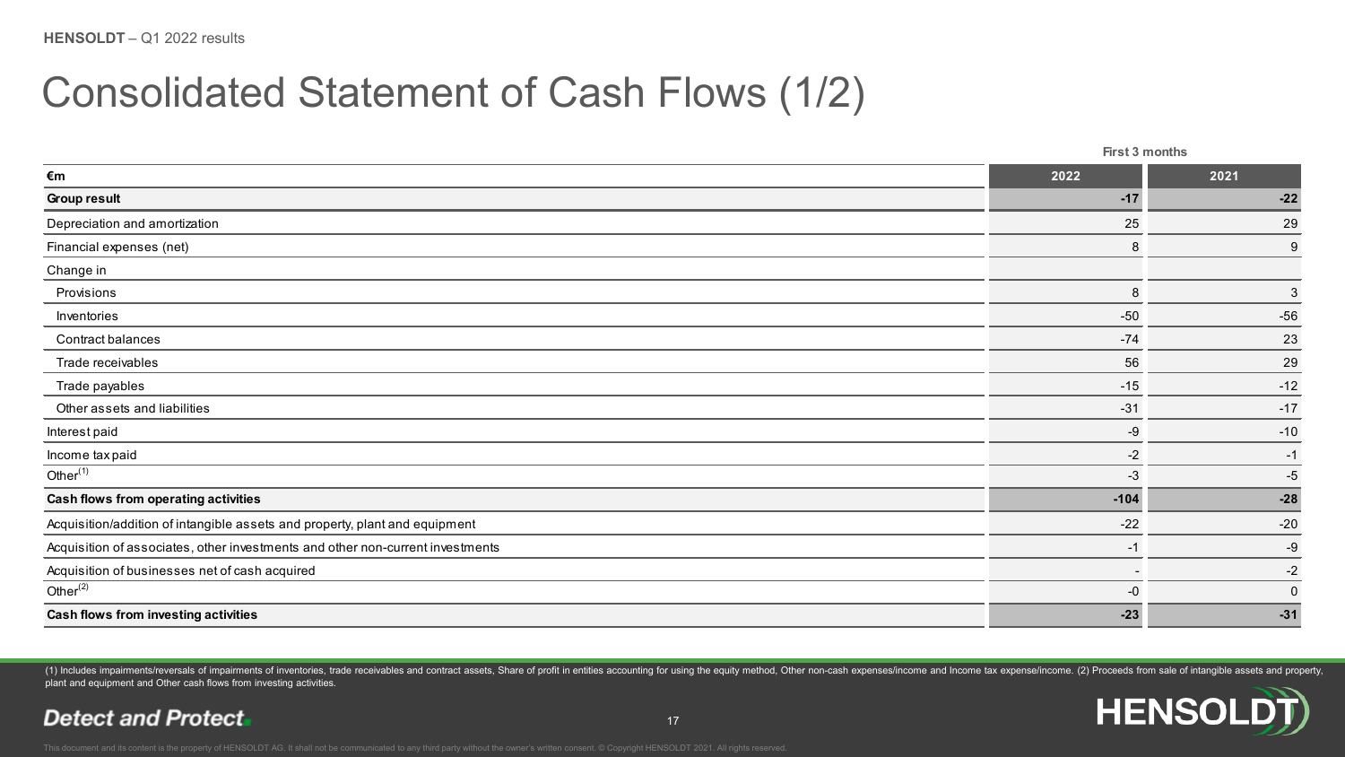# Consolidated Statement of Cash Flows (1/2)

| €m | First 3 months 2022 | First 3 months 2021 |
|---|---|---|
| **Group result** | **-17** | **-22** |
| Depreciation and amortization | 25 | 29 |
| Financial expenses (net) | 8 | 9 |
| Change in | | |
| Provisions | 8 | 3 |
| Inventories | -50 | -56 |
| Contract balances | -74 | 23 |
| Trade receivables | 56 | 29 |
| Trade payables | -15 | -12 |
| Other assets and liabilities | -31 | -17 |
| Interest paid | -9 | -10 |
| Income tax paid | -2 | -1 |
| Other[(1)] | -3 | -5 |
| **Cash flows from operating activities** | **-104** | **-28** |
| Acquisition/addition of intangible assets and property, plant and equipment | -22 | -20 |
| Acquisition of associates, other investments and other non-current investments | -1 | -9 |
| Acquisition of businesses net of cash acquired | - | -2 |
| Other[(2)] | -0 | 0 |
| **Cash flows from investing activities** | **-23** | **-31** |

(1) Includes impairments/reversals of impairments of inventories, trade receivables and contract assets, Share of profit in entities accounting for using the equity method, Other non-cash expenses/income and Income tax expense/income. (2) Proceeds from sale of intangible assets and property, plant and equipment and Other cash flows from investing activities.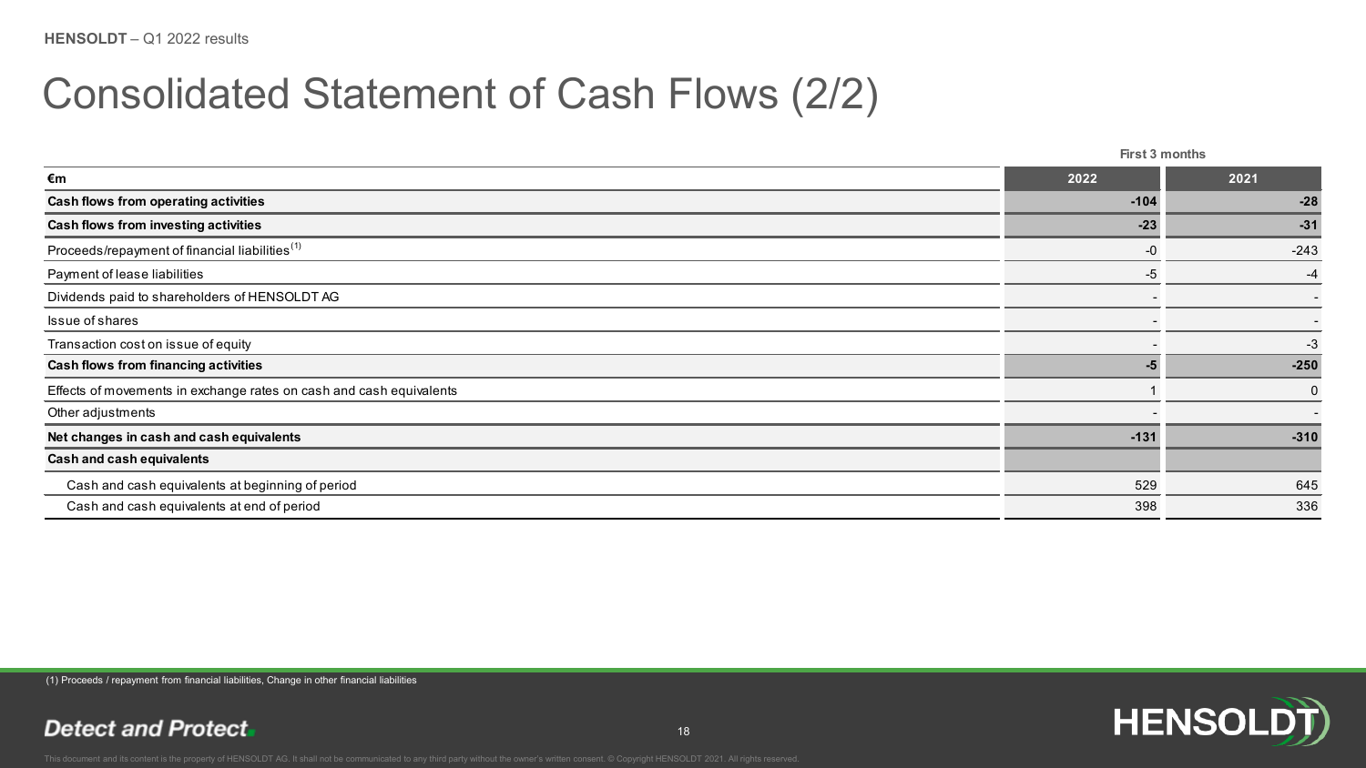# Consolidated Statement of Cash Flows (2/2)

| | First 3 months | |
|---|---|---|
| **€m** | **2022** | **2021** |
| **Cash flows from operating activities** | **-104** | **-28** |
| **Cash flows from investing activities** | **-23** | **-31** |
| Proceeds/repayment of financial liabilities[(1)] | -0 | -243 |
| Payment of lease liabilities | -5 | -4 |
| Dividends paid to shareholders of HENSOLDT AG | - | - |
| Issue of shares | - | - |
| Transaction cost on issue of equity | - | -3 |
| **Cash flows from financing activities** | **-5** | **-250** |
| Effects of movements in exchange rates on cash and cash equivalents | 1 | 0 |
| Other adjustments | - | - |
| **Net changes in cash and cash equivalents** | **-131** | **-310** |
| **Cash and cash equivalents** | | |
| Cash and cash equivalents at beginning of period | 529 | 645 |
| Cash and cash equivalents at end of period | 398 | 336 |

(1) Proceeds / repayment from financial liabilities, Change in other financial liabilities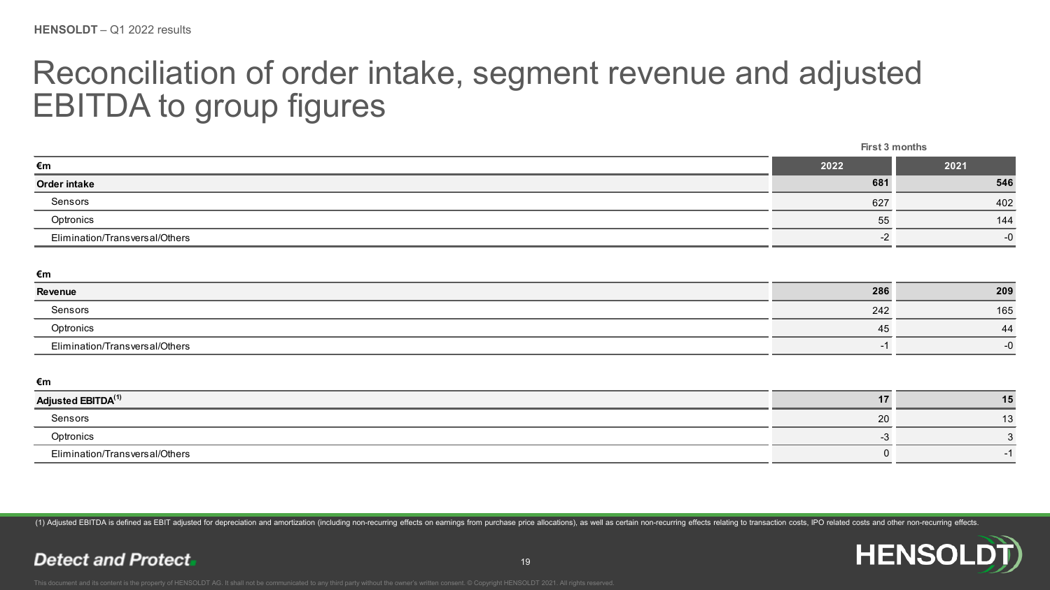# Reconciliation of order intake, segment revenue and adjusted EBITDA to group figures

| €m | First 3 months 2022 | First 3 months 2021 |
|---|---|---|
| **Order intake** | **681** | **546** |
| Sensors | 627 | 402 |
| Optronics | 55 | 144 |
| Elimination/Transversal/Others | -2 | -0 |

| €m | First 3 months 2022 | First 3 months 2021 |
|---|---|---|
| **Revenue** | **286** | **209** |
| Sensors | 242 | 165 |
| Optronics | 45 | 44 |
| Elimination/Transversal/Others | -1 | -0 |

| €m | First 3 months 2022 | First 3 months 2021 |
|---|---|---|
| **Adjusted EBITDA**[1] | **17** | **15** |
| Sensors | 20 | 13 |
| Optronics | -3 | 3 |
| Elimination/Transversal/Others | 0 | -1 |

(1) Adjusted EBITDA is defined as EBIT adjusted for depreciation and amortization (including non-recurring effects on earnings from purchase price allocations), as well as certain non-recurring effects relating to transaction costs, IPO related costs and other non-recurring effects.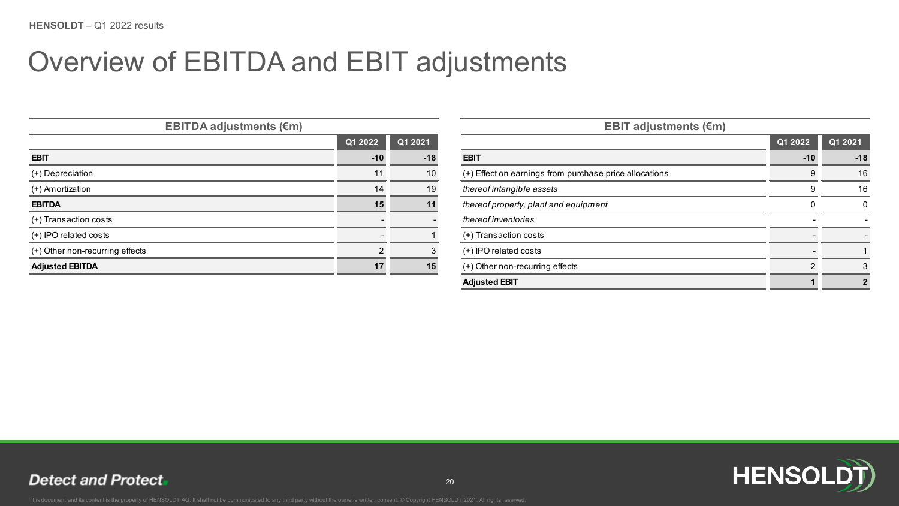# Overview of EBITDA and EBIT adjustments

**EBITDA adjustments (€m)**

| | Q1 2022 | Q1 2021 |
|---|---|---|
| **EBIT** | **-10** | **-18** |
| (+) Depreciation | 11 | 10 |
| (+) Amortization | 14 | 19 |
| **EBITDA** | **15** | **11** |
| (+) Transaction costs | - | - |
| (+) IPO related costs | - | 1 |
| (+) Other non-recurring effects | 2 | 3 |
| **Adjusted EBITDA** | **17** | **15** |

**EBIT adjustments (€m)**

| | Q1 2022 | Q1 2021 |
|---|---|---|
| **EBIT** | **-10** | **-18** |
| (+) Effect on earnings from purchase price allocations | 9 | 16 |
| *thereof intangible assets* | 9 | 16 |
| *thereof property, plant and equipment* | 0 | 0 |
| *thereof inventories* | - | - |
| (+) Transaction costs | - | - |
| (+) IPO related costs | - | 1 |
| (+) Other non-recurring effects | 2 | 3 |
| **Adjusted EBIT** | **1** | **2** |

Detect and Protect.

This document and its content is the property of HENSOLDT AG. It shall not be communicated to any third party without the owner's written consent. © Copyright HENSOLDT 2021. All rights reserved.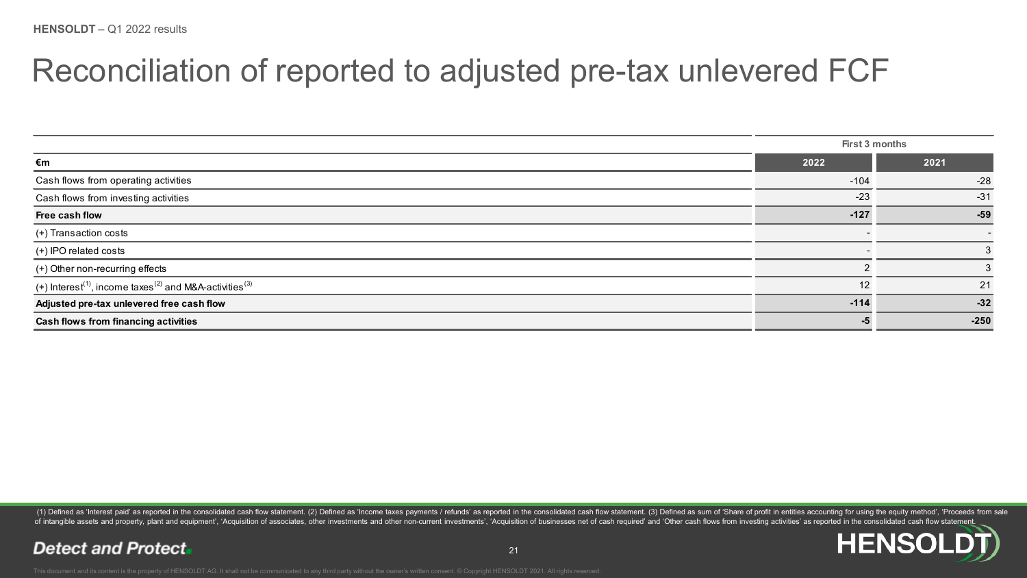# Reconciliation of reported to adjusted pre-tax unlevered FCF

| | First 3 months | |
|---|---|---|
| **€m** | **2022** | **2021** |
| Cash flows from operating activities | -104 | -28 |
| Cash flows from investing activities | -23 | -31 |
| **Free cash flow** | **-127** | **-59** |
| (+) Transaction costs | - | - |
| (+) IPO related costs | - | 3 |
| (+) Other non-recurring effects | 2 | 3 |
| (+) Interest[1], income taxes[2] and M&A-activities[3] | 12 | 21 |
| **Adjusted pre-tax unlevered free cash flow** | **-114** | **-32** |
| **Cash flows from financing activities** | **-5** | **-250** |

(1) Defined as 'Interest paid' as reported in the consolidated cash flow statement. (2) Defined as 'Income taxes payments / refunds' as reported in the consolidated cash flow statement. (3) Defined as sum of 'Share of profit in entities accounting for using the equity method', 'Proceeds from sale of intangible assets and property, plant and equipment', 'Acquisition of associates, other investments and other non-current investments', 'Acquisition of businesses net of cash required' and 'Other cash flows from investing activities' as reported in the consolidated cash flow statement.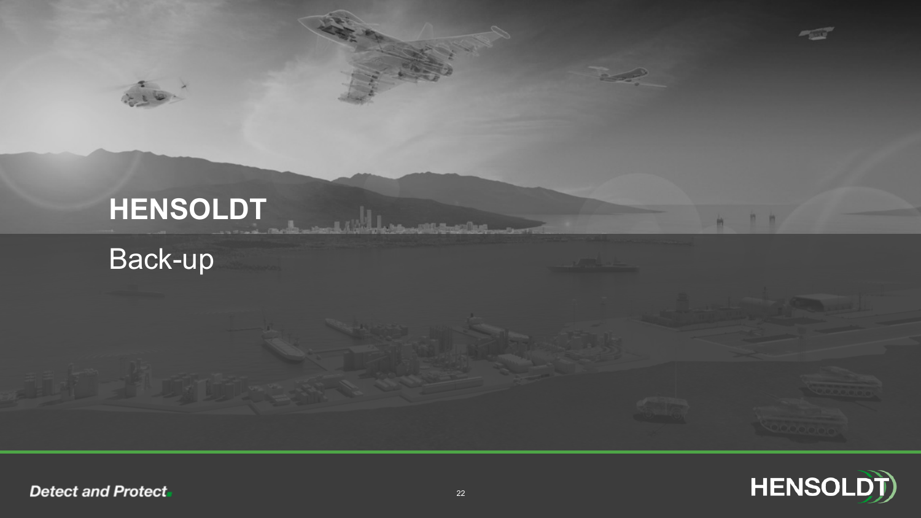# HENSOLDT

Back-up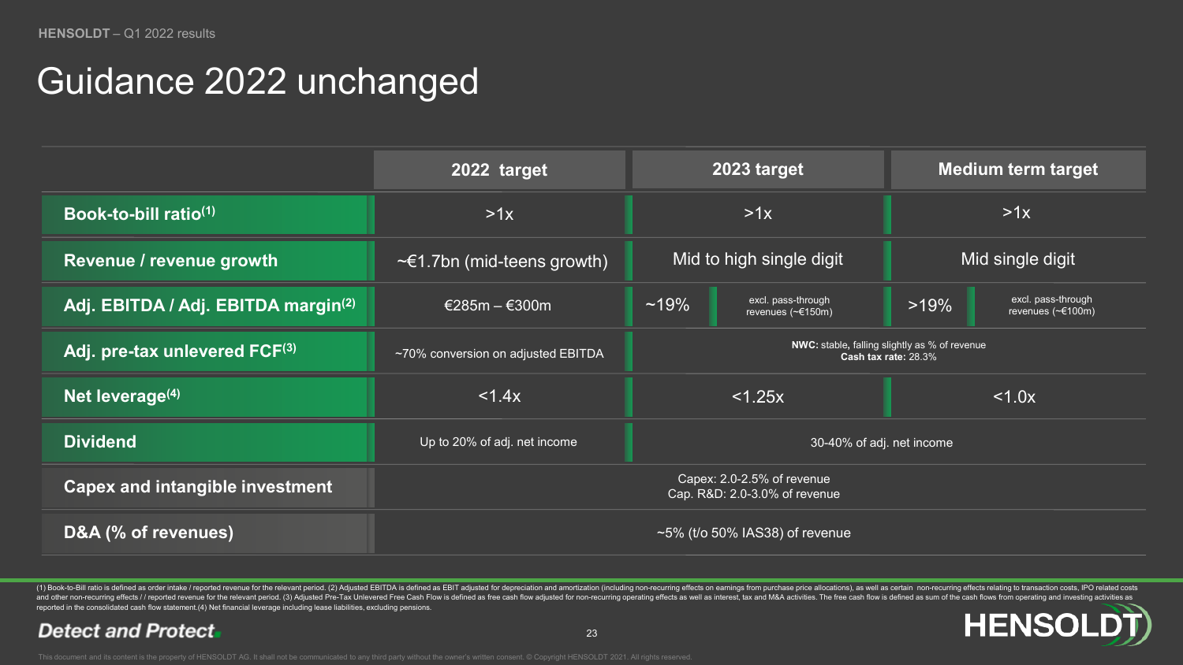# Guidance 2022 unchanged

| | 2022 target | 2023 target | Medium term target |
|---|---|---|---|
| **Book-to-bill ratio[(1)]** | >1x | >1x | >1x |
| **Revenue / revenue growth** | ~€1.7bn (mid-teens growth) | Mid to high single digit | Mid single digit |
| **Adj. EBITDA / Adj. EBITDA margin[(2)]** | €285m – €300m | ~19% excl. pass-through revenues (~€150m) | >19% excl. pass-through revenues (~€100m) |
| **Adj. pre-tax unlevered FCF[(3)]** | ~70% conversion on adjusted EBITDA | **NWC:** stable, falling slightly as % of revenue **Cash tax rate:** 28.3% | |
| **Net leverage[(4)]** | <1.4x | <1.25x | <1.0x |
| **Dividend** | Up to 20% of adj. net income | 30-40% of adj. net income | |
| **Capex and intangible investment** | Capex: 2.0-2.5% of revenue Cap. R&D: 2.0-3.0% of revenue | | |
| **D&A (% of revenues)** | ~5% (t/o 50% IAS38) of revenue | | |

(1) Book-to-Bill ratio is defined as order intake / reported revenue for the relevant period. (2) Adjusted EBITDA is defined as EBIT adjusted for depreciation and amortization (including non-recurring effects on earnings from purchase price allocations), as well as certain non-recurring effects relating to transaction costs, IPO related costs and other non-recurring effects / / reported revenue for the relevant period. (3) Adjusted Pre-Tax Unlevered Free Cash Flow is defined as free cash flow adjusted for non-recurring operating effects as well as interest, tax and M&A activities. The free cash flow is defined as sum of the cash flows from operating and investing activities as reported in the consolidated cash flow statement.(4) Net financial leverage including lease liabilities, excluding pensions.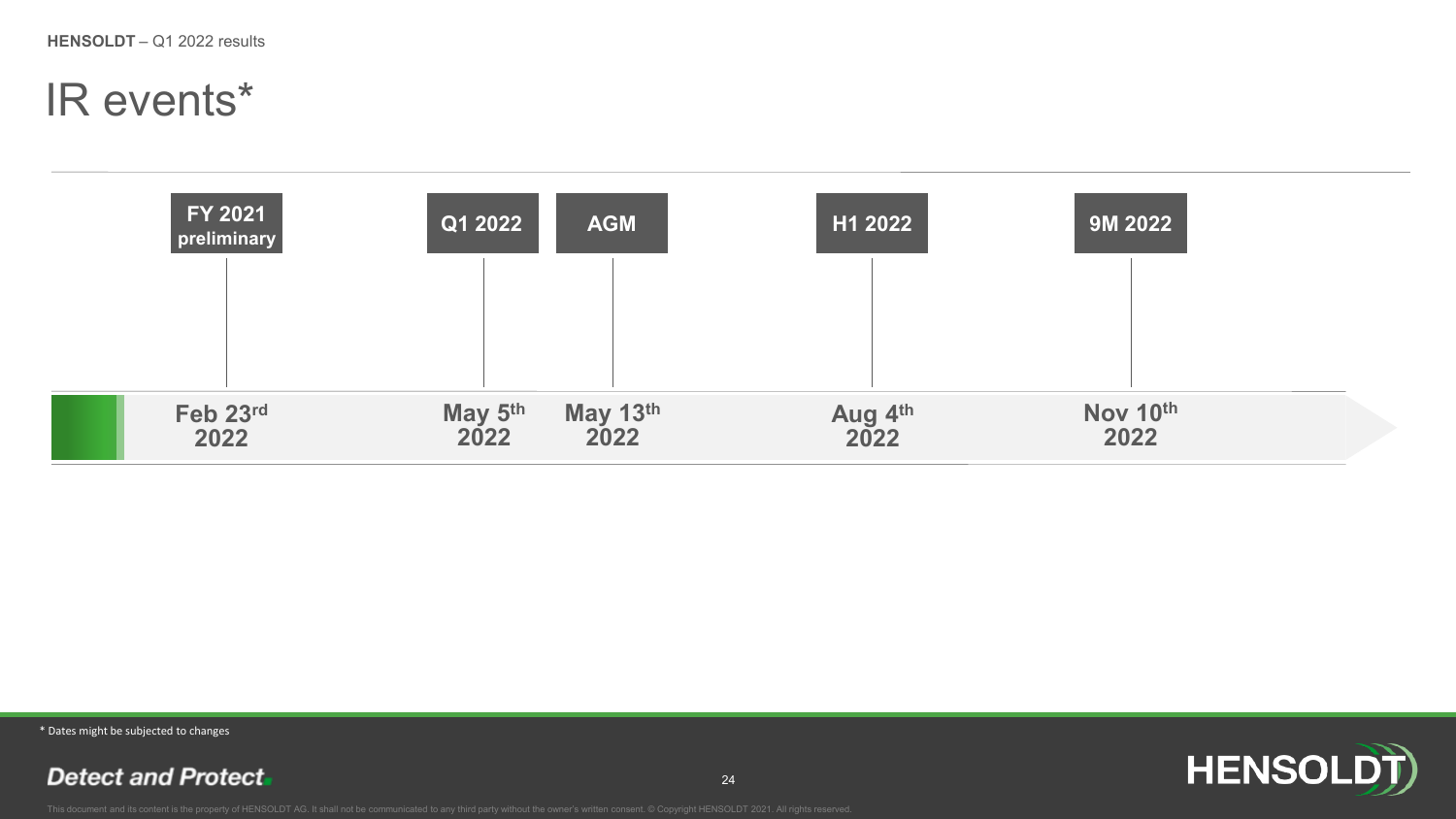# IR events*

**FY 2021 preliminary** – Feb 23rd 2022

**Q1 2022** – May 5th 2022

**AGM** – May 13th 2022

**H1 2022** – Aug 4th 2022

**9M 2022** – Nov 10th 2022

* Dates might be subjected to changes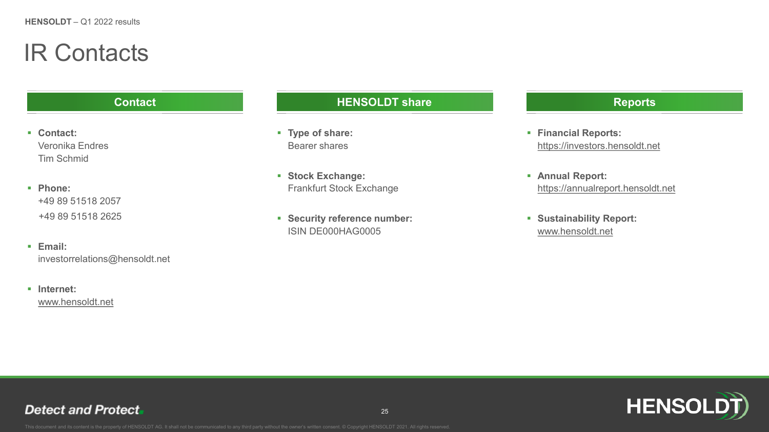# IR Contacts

## Contact

- **Contact:**
  Veronika Endres
  Tim Schmid

- **Phone:**
  +49 89 51518 2057
  +49 89 51518 2625

- **Email:**
  investorrelations@hensoldt.net

- **Internet:**
  www.hensoldt.net

## HENSOLDT share

- **Type of share:**
  Bearer shares

- **Stock Exchange:**
  Frankfurt Stock Exchange

- **Security reference number:**
  ISIN DE000HAG0005

## Reports

- **Financial Reports:**
  https://investors.hensoldt.net

- **Annual Report:**
  https://annualreport.hensoldt.net

- **Sustainability Report:**
  www.hensoldt.net

*Detect and Protect.*

This document and its content is the property of HENSOLDT AG. It shall not be communicated to any third party without the owner's written consent. © Copyright HENSOLDT 2021. All rights reserved.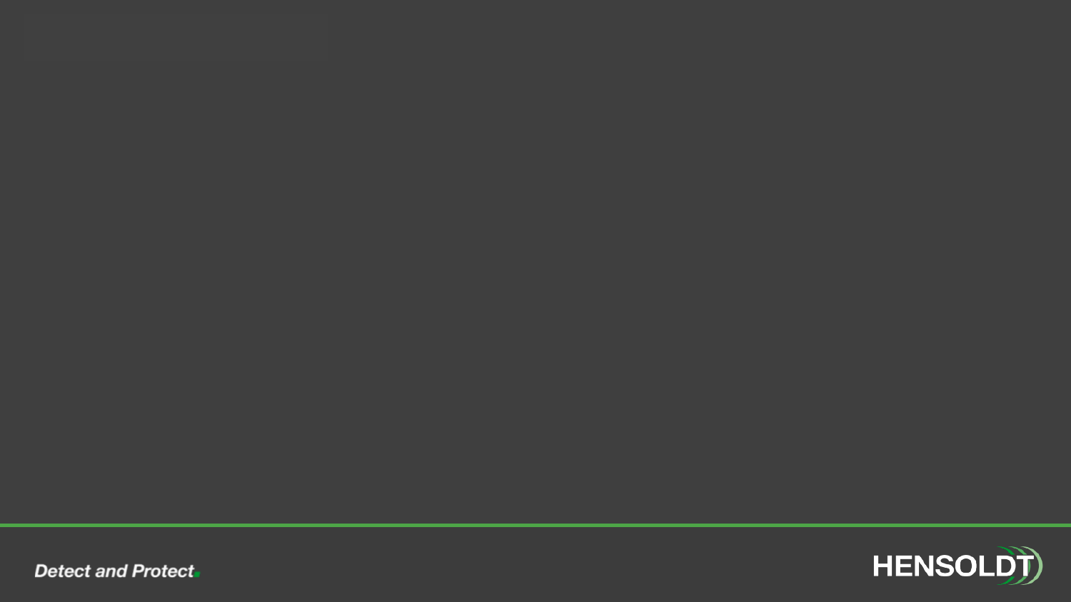Detect and Protect.

HENSOLDT